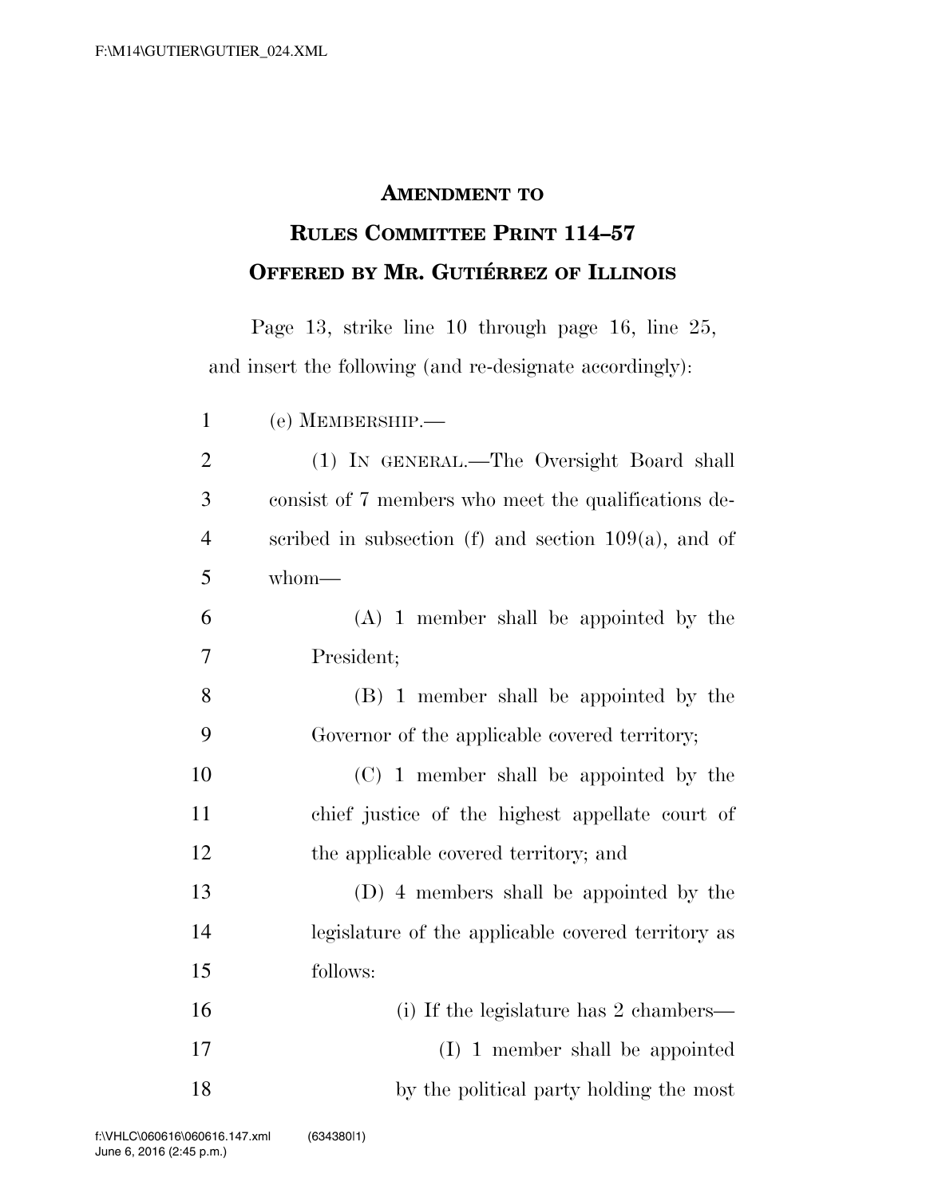## AMENDMENT TO
## RULES COMMITTEE PRINT 114–57
## OFFERED BY MR. GUTIÉRREZ OF ILLINOIS

Page 13, strike line 10 through page 16, line 25, and insert the following (and re-designate accordingly):

(e) MEMBERSHIP.—

(1) IN GENERAL.—The Oversight Board shall consist of 7 members who meet the qualifications described in subsection (f) and section 109(a), and of whom—

(A) 1 member shall be appointed by the President;

(B) 1 member shall be appointed by the Governor of the applicable covered territory;

(C) 1 member shall be appointed by the chief justice of the highest appellate court of the applicable covered territory; and

(D) 4 members shall be appointed by the legislature of the applicable covered territory as follows:

(i) If the legislature has 2 chambers—

(I) 1 member shall be appointed by the political party holding the most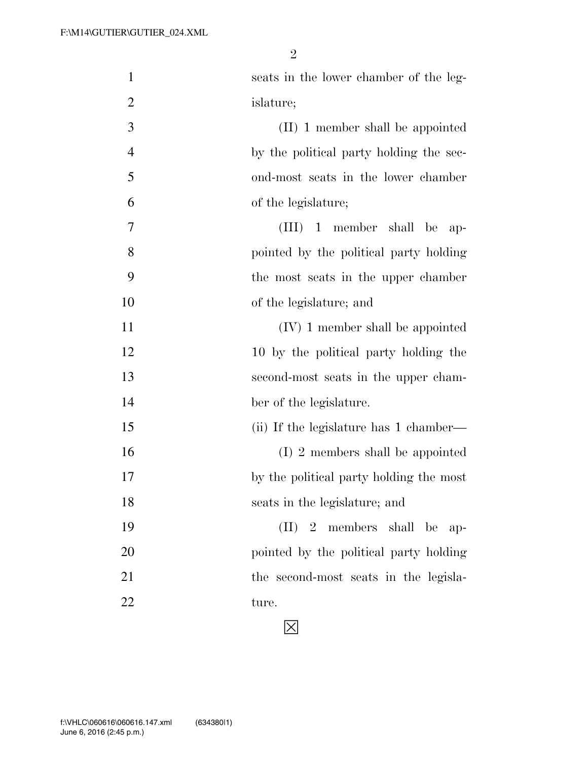seats in the lower chamber of the legislature;

(II) 1 member shall be appointed by the political party holding the second-most seats in the lower chamber of the legislature;

(III) 1 member shall be appointed by the political party holding the most seats in the upper chamber of the legislature; and

(IV) 1 member shall be appointed 10 by the political party holding the second-most seats in the upper chamber of the legislature.

(ii) If the legislature has 1 chamber—

(I) 2 members shall be appointed by the political party holding the most seats in the legislature; and

(II) 2 members shall be appointed by the political party holding the second-most seats in the legislature.